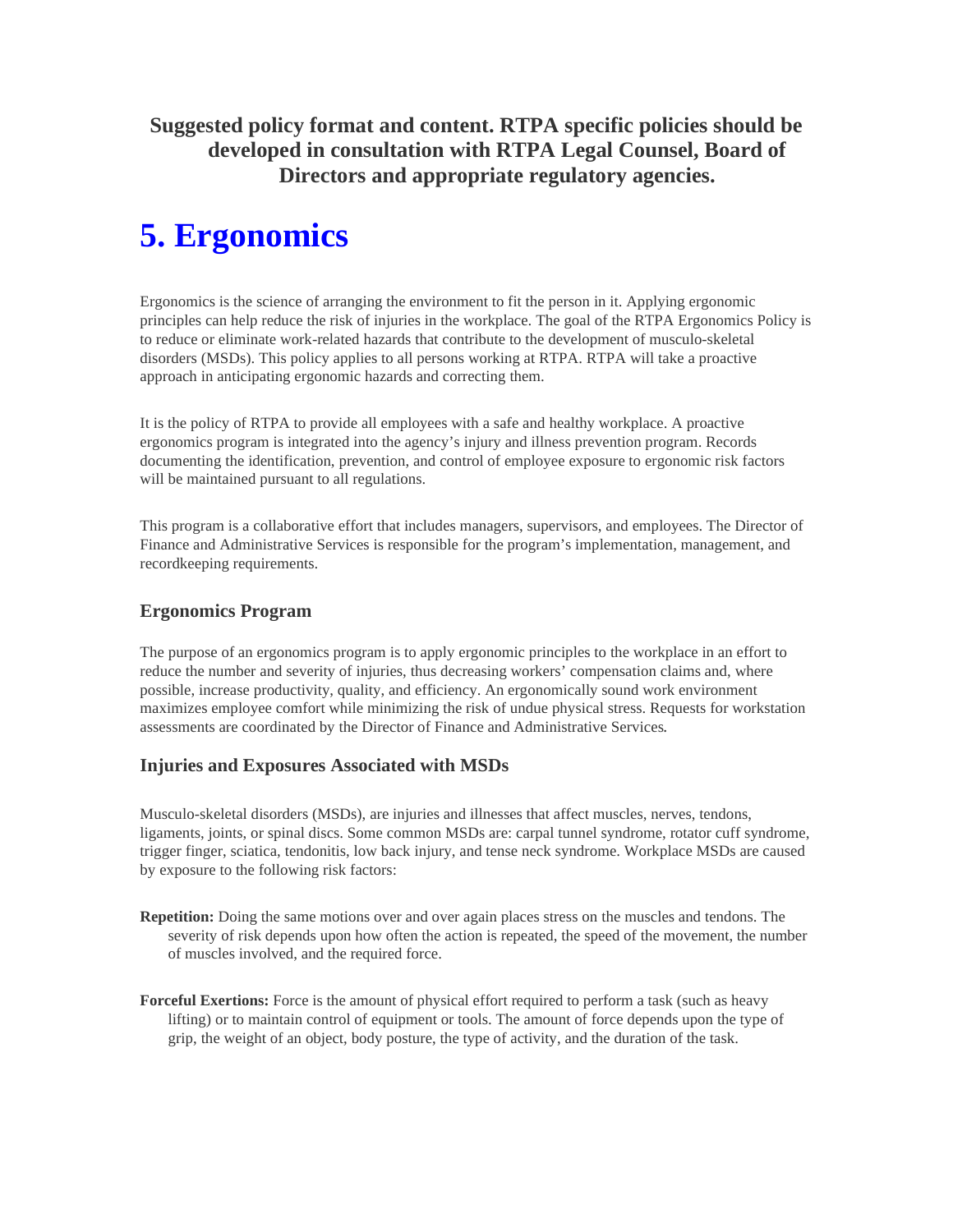**Suggested policy format and content. RTPA specific policies should be developed in consultation with RTPA Legal Counsel, Board of Directors and appropriate regulatory agencies.**

# 5. Ergonomics

Ergonomics is the science of arranging the environment to fit the person in it. Applying ergonomic principles can help reduce the risk of injuries in the workplace. The goal of the RTPA Ergonomics Policy is to reduce or eliminate work-related hazards that contribute to the development of musculo-skeletal disorders (MSDs). This policy applies to all persons working at RTPA. RTPA will take a proactive approach in anticipating ergonomic hazards and correcting them.

It is the policy of RTPA to provide all employees with a safe and healthy workplace. A proactive ergonomics program is integrated into the agency's injury and illness prevention program. Records documenting the identification, prevention, and control of employee exposure to ergonomic risk factors will be maintained pursuant to all regulations.

This program is a collaborative effort that includes managers, supervisors, and employees. The Director of Finance and Administrative Services is responsible for the program's implementation, management, and recordkeeping requirements.

### Ergonomics Program

The purpose of an ergonomics program is to apply ergonomic principles to the workplace in an effort to reduce the number and severity of injuries, thus decreasing workers' compensation claims and, where possible, increase productivity, quality, and efficiency. An ergonomically sound work environment maximizes employee comfort while minimizing the risk of undue physical stress. Requests for workstation assessments are coordinated by the Director of Finance and Administrative Services.

### Injuries and Exposures Associated with MSDs

Musculo-skeletal disorders (MSDs), are injuries and illnesses that affect muscles, nerves, tendons, ligaments, joints, or spinal discs. Some common MSDs are: carpal tunnel syndrome, rotator cuff syndrome, trigger finger, sciatica, tendonitis, low back injury, and tense neck syndrome. Workplace MSDs are caused by exposure to the following risk factors:

**Repetition:** Doing the same motions over and over again places stress on the muscles and tendons. The severity of risk depends upon how often the action is repeated, the speed of the movement, the number of muscles involved, and the required force.

**Forceful Exertions:** Force is the amount of physical effort required to perform a task (such as heavy lifting) or to maintain control of equipment or tools. The amount of force depends upon the type of grip, the weight of an object, body posture, the type of activity, and the duration of the task.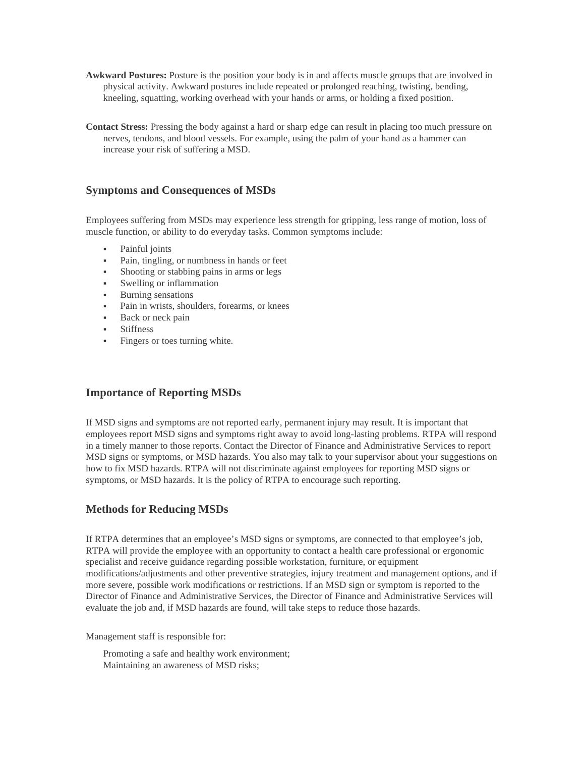**Awkward Postures:** Posture is the position your body is in and affects muscle groups that are involved in physical activity. Awkward postures include repeated or prolonged reaching, twisting, bending, kneeling, squatting, working overhead with your hands or arms, or holding a fixed position.

**Contact Stress:** Pressing the body against a hard or sharp edge can result in placing too much pressure on nerves, tendons, and blood vessels. For example, using the palm of your hand as a hammer can increase your risk of suffering a MSD.

### Symptoms and Consequences of MSDs

Employees suffering from MSDs may experience less strength for gripping, less range of motion, loss of muscle function, or ability to do everyday tasks. Common symptoms include:

- Painful joints
- Pain, tingling, or numbness in hands or feet
- Shooting or stabbing pains in arms or legs
- Swelling or inflammation
- Burning sensations
- Pain in wrists, shoulders, forearms, or knees
- Back or neck pain
- Stiffness
- Fingers or toes turning white.

### Importance of Reporting MSDs

If MSD signs and symptoms are not reported early, permanent injury may result. It is important that employees report MSD signs and symptoms right away to avoid long-lasting problems. RTPA will respond in a timely manner to those reports. Contact the Director of Finance and Administrative Services to report MSD signs or symptoms, or MSD hazards. You also may talk to your supervisor about your suggestions on how to fix MSD hazards. RTPA will not discriminate against employees for reporting MSD signs or symptoms, or MSD hazards. It is the policy of RTPA to encourage such reporting.

### Methods for Reducing MSDs

If RTPA determines that an employee's MSD signs or symptoms, are connected to that employee's job, RTPA will provide the employee with an opportunity to contact a health care professional or ergonomic specialist and receive guidance regarding possible workstation, furniture, or equipment modifications/adjustments and other preventive strategies, injury treatment and management options, and if more severe, possible work modifications or restrictions. If an MSD sign or symptom is reported to the Director of Finance and Administrative Services, the Director of Finance and Administrative Services will evaluate the job and, if MSD hazards are found, will take steps to reduce those hazards.

Management staff is responsible for:

Promoting a safe and healthy work environment;
Maintaining an awareness of MSD risks;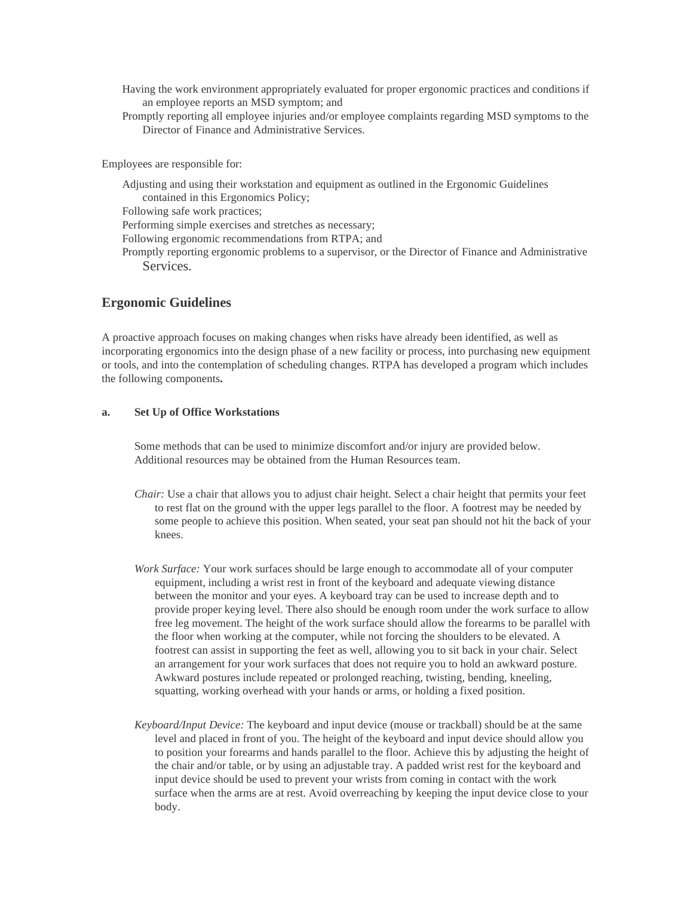- Having the work environment appropriately evaluated for proper ergonomic practices and conditions if an employee reports an MSD symptom; and
- Promptly reporting all employee injuries and/or employee complaints regarding MSD symptoms to the Director of Finance and Administrative Services.

Employees are responsible for:

- Adjusting and using their workstation and equipment as outlined in the Ergonomic Guidelines contained in this Ergonomics Policy;
- Following safe work practices;
- Performing simple exercises and stretches as necessary;
- Following ergonomic recommendations from RTPA; and
- Promptly reporting ergonomic problems to a supervisor, or the Director of Finance and Administrative Services.

## Ergonomic Guidelines

A proactive approach focuses on making changes when risks have already been identified, as well as incorporating ergonomics into the design phase of a new facility or process, into purchasing new equipment or tools, and into the contemplation of scheduling changes. RTPA has developed a program which includes the following components**.**

### a. Set Up of Office Workstations

Some methods that can be used to minimize discomfort and/or injury are provided below. Additional resources may be obtained from the Human Resources team.

*Chair:* Use a chair that allows you to adjust chair height. Select a chair height that permits your feet to rest flat on the ground with the upper legs parallel to the floor. A footrest may be needed by some people to achieve this position. When seated, your seat pan should not hit the back of your knees.

*Work Surface:* Your work surfaces should be large enough to accommodate all of your computer equipment, including a wrist rest in front of the keyboard and adequate viewing distance between the monitor and your eyes. A keyboard tray can be used to increase depth and to provide proper keying level. There also should be enough room under the work surface to allow free leg movement. The height of the work surface should allow the forearms to be parallel with the floor when working at the computer, while not forcing the shoulders to be elevated. A footrest can assist in supporting the feet as well, allowing you to sit back in your chair. Select an arrangement for your work surfaces that does not require you to hold an awkward posture. Awkward postures include repeated or prolonged reaching, twisting, bending, kneeling, squatting, working overhead with your hands or arms, or holding a fixed position.

*Keyboard/Input Device:* The keyboard and input device (mouse or trackball) should be at the same level and placed in front of you. The height of the keyboard and input device should allow you to position your forearms and hands parallel to the floor. Achieve this by adjusting the height of the chair and/or table, or by using an adjustable tray. A padded wrist rest for the keyboard and input device should be used to prevent your wrists from coming in contact with the work surface when the arms are at rest. Avoid overreaching by keeping the input device close to your body.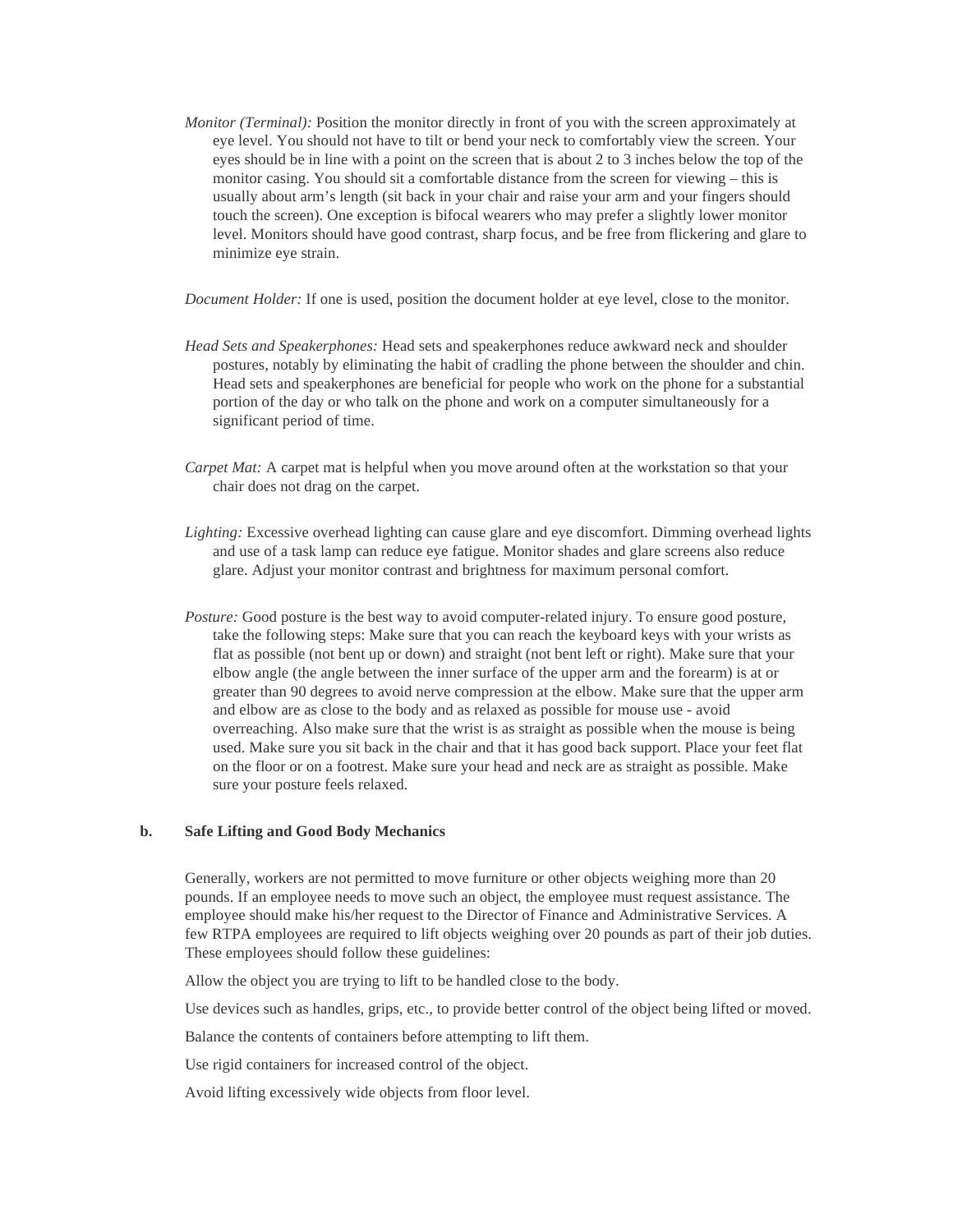*Monitor (Terminal):* Position the monitor directly in front of you with the screen approximately at eye level. You should not have to tilt or bend your neck to comfortably view the screen. Your eyes should be in line with a point on the screen that is about 2 to 3 inches below the top of the monitor casing. You should sit a comfortable distance from the screen for viewing – this is usually about arm's length (sit back in your chair and raise your arm and your fingers should touch the screen). One exception is bifocal wearers who may prefer a slightly lower monitor level. Monitors should have good contrast, sharp focus, and be free from flickering and glare to minimize eye strain.

*Document Holder:* If one is used, position the document holder at eye level, close to the monitor.

*Head Sets and Speakerphones:* Head sets and speakerphones reduce awkward neck and shoulder postures, notably by eliminating the habit of cradling the phone between the shoulder and chin. Head sets and speakerphones are beneficial for people who work on the phone for a substantial portion of the day or who talk on the phone and work on a computer simultaneously for a significant period of time.

*Carpet Mat:* A carpet mat is helpful when you move around often at the workstation so that your chair does not drag on the carpet.

*Lighting:* Excessive overhead lighting can cause glare and eye discomfort. Dimming overhead lights and use of a task lamp can reduce eye fatigue. Monitor shades and glare screens also reduce glare. Adjust your monitor contrast and brightness for maximum personal comfort.

*Posture:* Good posture is the best way to avoid computer-related injury. To ensure good posture, take the following steps: Make sure that you can reach the keyboard keys with your wrists as flat as possible (not bent up or down) and straight (not bent left or right). Make sure that your elbow angle (the angle between the inner surface of the upper arm and the forearm) is at or greater than 90 degrees to avoid nerve compression at the elbow. Make sure that the upper arm and elbow are as close to the body and as relaxed as possible for mouse use - avoid overreaching. Also make sure that the wrist is as straight as possible when the mouse is being used. Make sure you sit back in the chair and that it has good back support. Place your feet flat on the floor or on a footrest. Make sure your head and neck are as straight as possible. Make sure your posture feels relaxed.

**b. Safe Lifting and Good Body Mechanics**

Generally, workers are not permitted to move furniture or other objects weighing more than 20 pounds. If an employee needs to move such an object, the employee must request assistance. The employee should make his/her request to the Director of Finance and Administrative Services. A few RTPA employees are required to lift objects weighing over 20 pounds as part of their job duties. These employees should follow these guidelines:

Allow the object you are trying to lift to be handled close to the body.

Use devices such as handles, grips, etc., to provide better control of the object being lifted or moved.

Balance the contents of containers before attempting to lift them.

Use rigid containers for increased control of the object.

Avoid lifting excessively wide objects from floor level.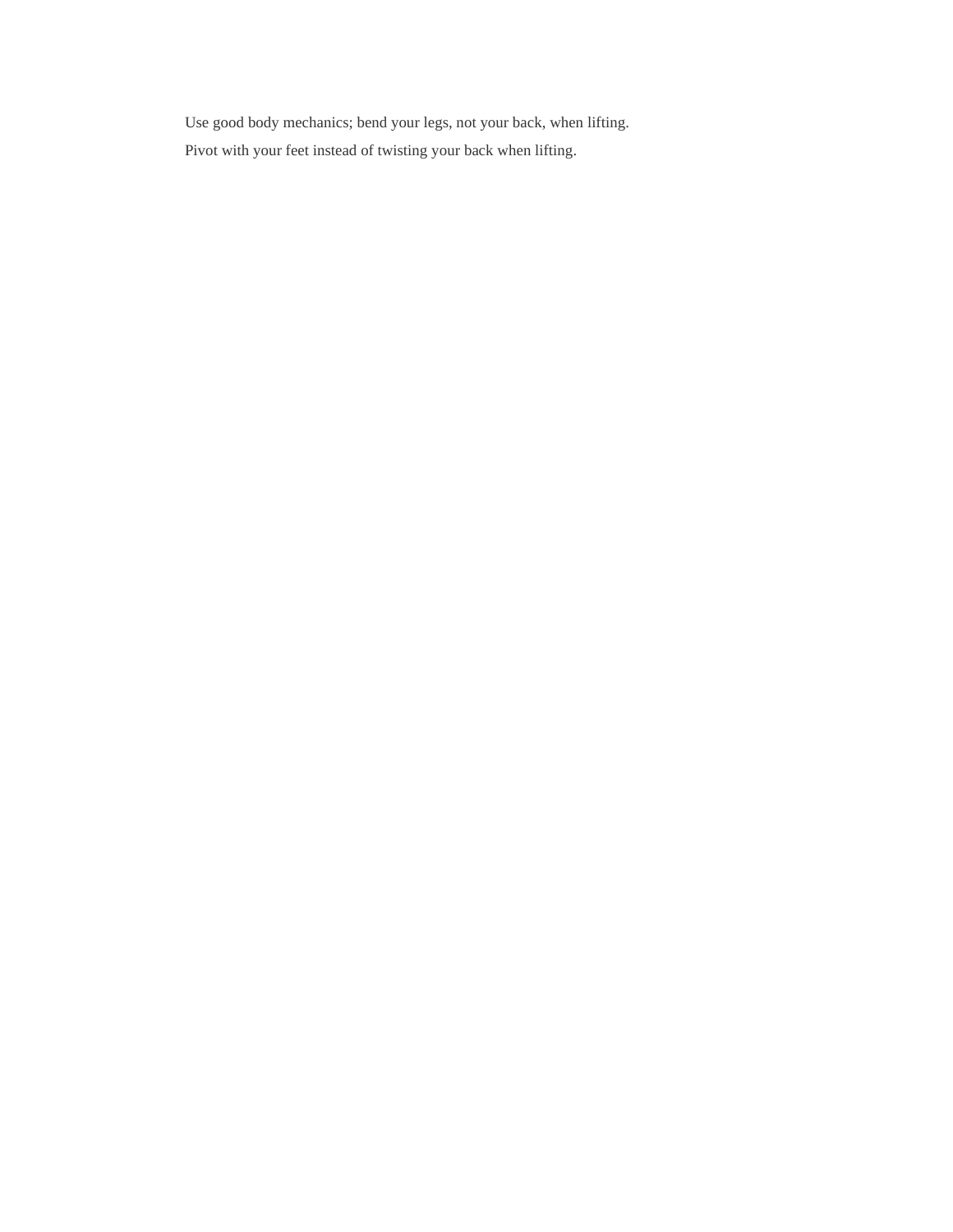Use good body mechanics; bend your legs, not your back, when lifting.

Pivot with your feet instead of twisting your back when lifting.